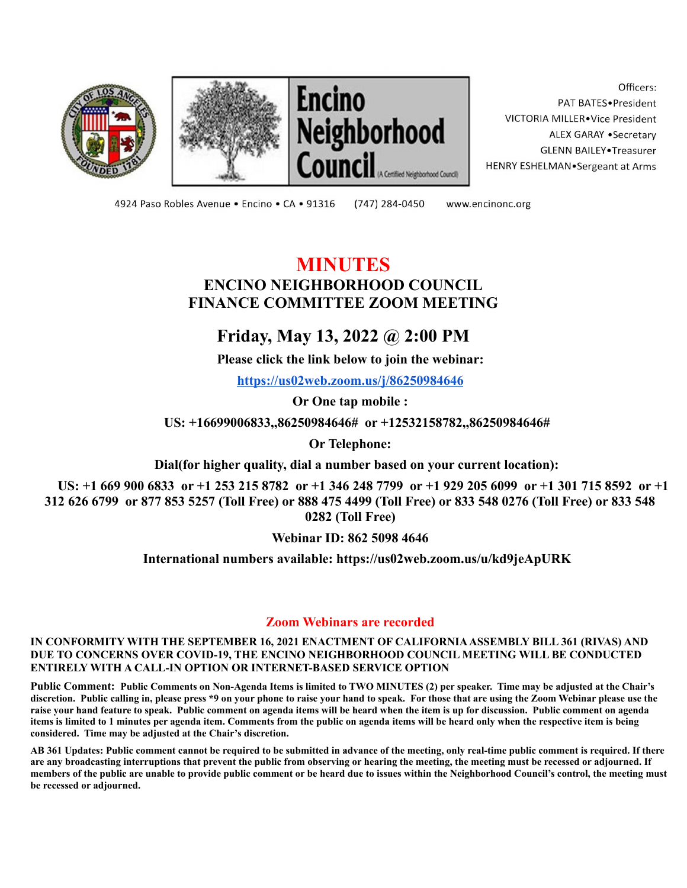Encino Neighborhood Council (A Certified Neighborhood Council)

Officers:
PAT BATES•President
VICTORIA MILLER•Vice President
ALEX GARAY •Secretary
GLENN BAILEY•Treasurer
HENRY ESHELMAN•Sergeant at Arms

4924 Paso Robles Avenue • Encino • CA • 91316 (747) 284-0450 www.encinonc.org

# MINUTES

## ENCINO NEIGHBORHOOD COUNCIL
## FINANCE COMMITTEE ZOOM MEETING

### Friday, May 13, 2022 @ 2:00 PM

**Please click the link below to join the webinar:**

**https://us02web.zoom.us/j/86250984646**

**Or One tap mobile :**

**US: +16699006833,,86250984646# or +12532158782,,86250984646#**

**Or Telephone:**

**Dial(for higher quality, dial a number based on your current location):**

**US: +1 669 900 6833 or +1 253 215 8782 or +1 346 248 7799 or +1 929 205 6099 or +1 301 715 8592 or +1 312 626 6799 or 877 853 5257 (Toll Free) or 888 475 4499 (Toll Free) or 833 548 0276 (Toll Free) or 833 548 0282 (Toll Free)**

**Webinar ID: 862 5098 4646**

**International numbers available: https://us02web.zoom.us/u/kd9jeApURK**

**Zoom Webinars are recorded**

**IN CONFORMITY WITH THE SEPTEMBER 16, 2021 ENACTMENT OF CALIFORNIA ASSEMBLY BILL 361 (RIVAS) AND DUE TO CONCERNS OVER COVID-19, THE ENCINO NEIGHBORHOOD COUNCIL MEETING WILL BE CONDUCTED ENTIRELY WITH A CALL-IN OPTION OR INTERNET-BASED SERVICE OPTION**

**Public Comment: Public Comments on Non-Agenda Items is limited to TWO MINUTES (2) per speaker. Time may be adjusted at the Chair's discretion. Public calling in, please press *9 on your phone to raise your hand to speak. For those that are using the Zoom Webinar please use the raise your hand feature to speak. Public comment on agenda items will be heard when the item is up for discussion. Public comment on agenda items is limited to 1 minutes per agenda item. Comments from the public on agenda items will be heard only when the respective item is being considered. Time may be adjusted at the Chair's discretion.**

**AB 361 Updates: Public comment cannot be required to be submitted in advance of the meeting, only real-time public comment is required. If there are any broadcasting interruptions that prevent the public from observing or hearing the meeting, the meeting must be recessed or adjourned. If members of the public are unable to provide public comment or be heard due to issues within the Neighborhood Council's control, the meeting must be recessed or adjourned.**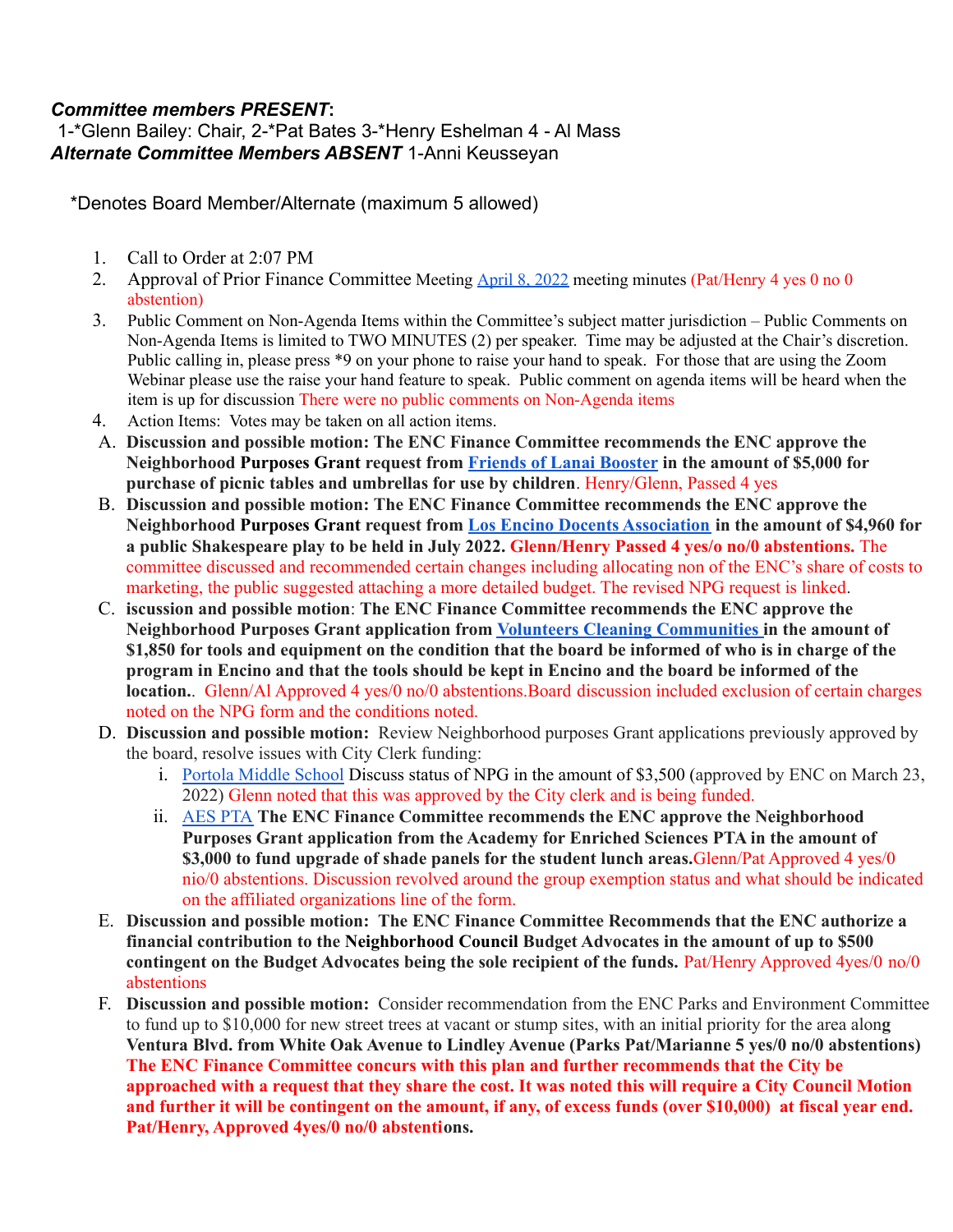***Committee members PRESENT*:**
1-*Glenn Bailey: Chair, 2-*Pat Bates 3-*Henry Eshelman 4 - Al Mass
***Alternate Committee Members ABSENT*** 1-Anni Keusseyan

*Denotes Board Member/Alternate (maximum 5 allowed)

1. Call to Order at 2:07 PM
2. Approval of Prior Finance Committee Meeting April 8, 2022 meeting minutes (Pat/Henry 4 yes 0 no 0 abstention)
3. Public Comment on Non-Agenda Items within the Committee's subject matter jurisdiction – Public Comments on Non-Agenda Items is limited to TWO MINUTES (2) per speaker. Time may be adjusted at the Chair's discretion. Public calling in, please press *9 on your phone to raise your hand to speak. For those that are using the Zoom Webinar please use the raise your hand feature to speak. Public comment on agenda items will be heard when the item is up for discussion There were no public comments on Non-Agenda items
4. Action Items: Votes may be taken on all action items.

A. **Discussion and possible motion: The ENC Finance Committee recommends the ENC approve the Neighborhood Purposes Grant request from Friends of Lanai Booster in the amount of $5,000 for purchase of picnic tables and umbrellas for use by children**. Henry/Glenn, Passed 4 yes

B. **Discussion and possible motion: The ENC Finance Committee recommends the ENC approve the Neighborhood Purposes Grant request from Los Encino Docents Association in the amount of $4,960 for a public Shakespeare play to be held in July 2022. Glenn/Henry Passed 4 yes/o no/0 abstentions.** The committee discussed and recommended certain changes including allocating non of the ENC's share of costs to marketing, the public suggested attaching a more detailed budget. The revised NPG request is linked.

C. **iscussion and possible motion**: **The ENC Finance Committee recommends the ENC approve the Neighborhood Purposes Grant application from Volunteers Cleaning Communities in the amount of $1,850 for tools and equipment on the condition that the board be informed of who is in charge of the program in Encino and that the tools should be kept in Encino and the board be informed of the location.**. Glenn/Al Approved 4 yes/0 no/0 abstentions.Board discussion included exclusion of certain charges noted on the NPG form and the conditions noted.

D. **Discussion and possible motion:** Review Neighborhood purposes Grant applications previously approved by the board, resolve issues with City Clerk funding:
   i. Portola Middle School Discuss status of NPG in the amount of $3,500 (approved by ENC on March 23, 2022) Glenn noted that this was approved by the City clerk and is being funded.
   ii. AES PTA **The ENC Finance Committee recommends the ENC approve the Neighborhood Purposes Grant application from the Academy for Enriched Sciences PTA in the amount of $3,000 to fund upgrade of shade panels for the student lunch areas.**Glenn/Pat Approved 4 yes/0 nio/0 abstentions. Discussion revolved around the group exemption status and what should be indicated on the affiliated organizations line of the form.

E. **Discussion and possible motion: The ENC Finance Committee Recommends that the ENC authorize a financial contribution to the Neighborhood Council Budget Advocates in the amount of up to $500 contingent on the Budget Advocates being the sole recipient of the funds.** Pat/Henry Approved 4yes/0 no/0 abstentions

F. **Discussion and possible motion:** Consider recommendation from the ENC Parks and Environment Committee to fund up to $10,000 for new street trees at vacant or stump sites, with an initial priority for the area along **Ventura Blvd. from White Oak Avenue to Lindley Avenue (Parks Pat/Marianne 5 yes/0 no/0 abstentions) The ENC Finance Committee concurs with this plan and further recommends that the City be approached with a request that they share the cost. It was noted this will require a City Council Motion and further it will be contingent on the amount, if any, of excess funds (over $10,000) at fiscal year end. Pat/Henry, Approved 4yes/0 no/0 abstentions.**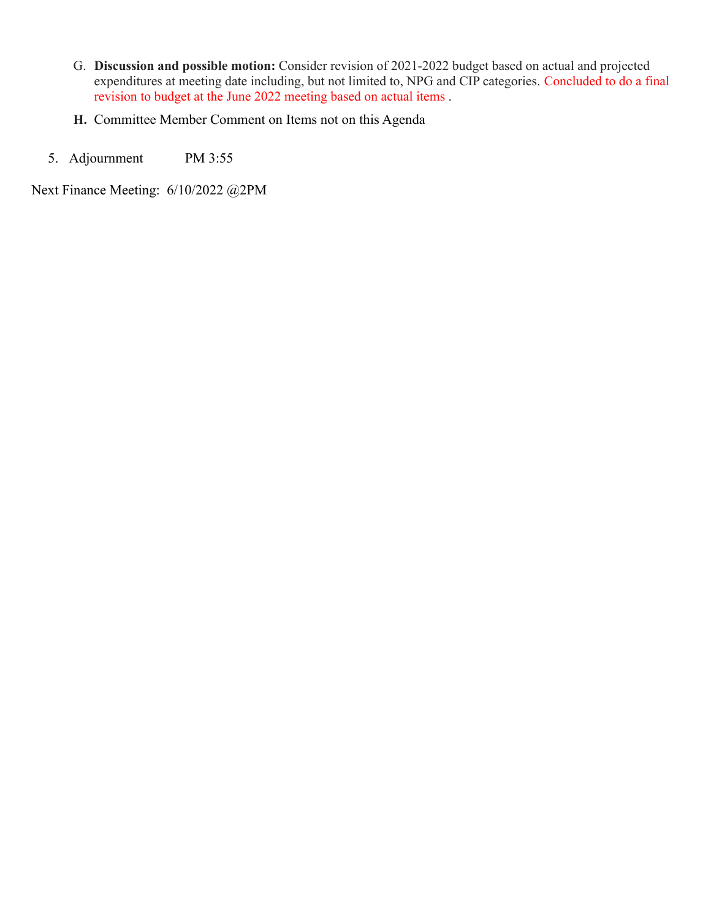G. **Discussion and possible motion:** Consider revision of 2021-2022 budget based on actual and projected expenditures at meeting date including, but not limited to, NPG and CIP categories. Concluded to do a final revision to budget at the June 2022 meeting based on actual items .

**H.** Committee Member Comment on Items not on this Agenda

5. Adjournment PM 3:55

Next Finance Meeting: 6/10/2022 @2PM